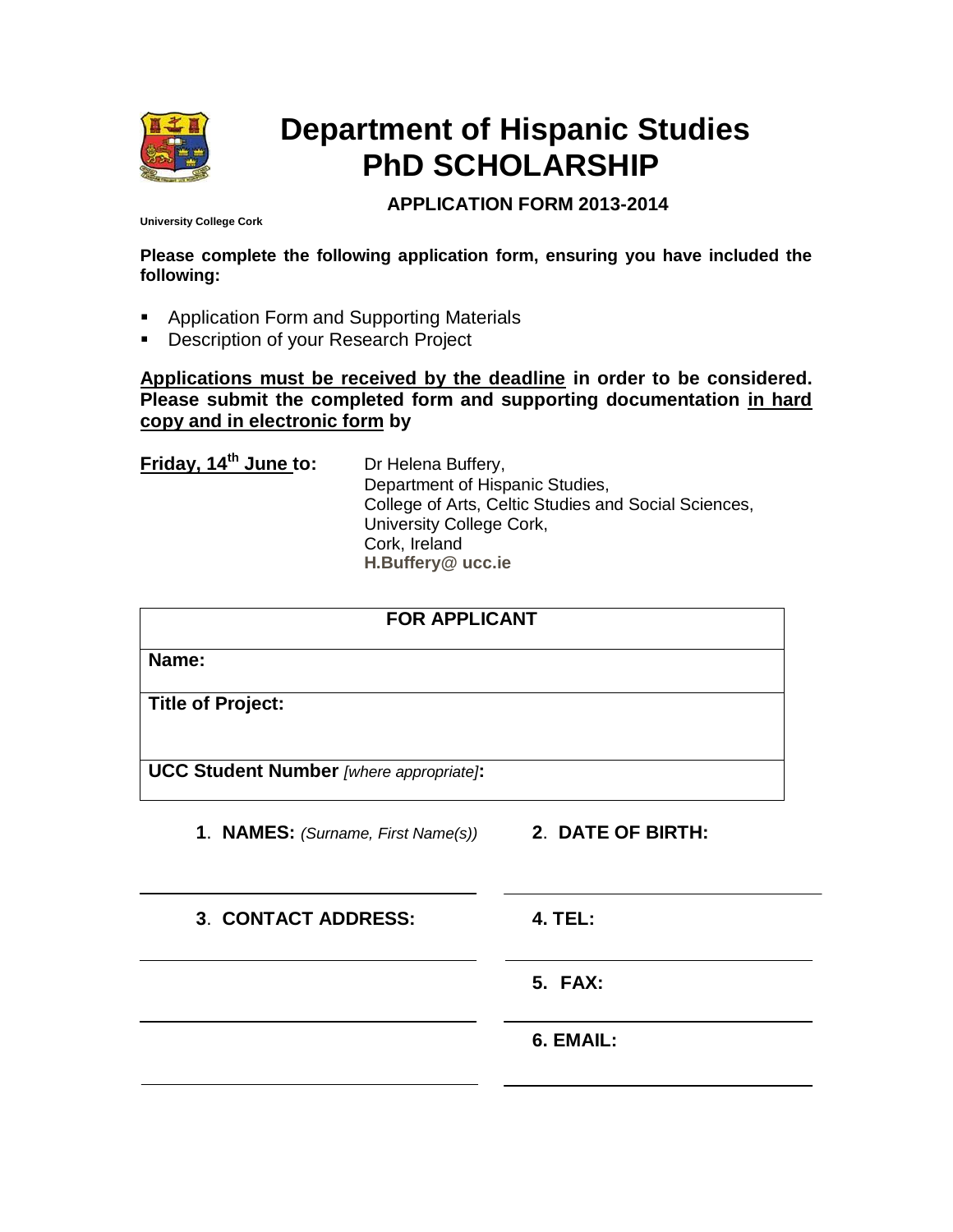# Department of Hispanic Studies
# PhD SCHOLARSHIP

**APPLICATION FORM 2013-2014**

**University College Cork**

**Please complete the following application form, ensuring you have included the following:**

- Application Form and Supporting Materials
- Description of your Research Project

**Applications must be received by the deadline in order to be considered. Please submit the completed form and supporting documentation in hard copy and in electronic form by**

**Friday, 14th June to:**

Dr Helena Buffery,
Department of Hispanic Studies,
College of Arts, Celtic Studies and Social Sciences,
University College Cork,
Cork, Ireland
**H.Buffery@ ucc.ie**

| FOR APPLICANT |
| --- |
| **Name:** |
| **Title of Project:** |
| **UCC Student Number** *[where appropriate]*: |

**1. NAMES:** *(Surname, First Name(s))*

**2. DATE OF BIRTH:**

**3. CONTACT ADDRESS:**

**4. TEL:**

**5. FAX:**

**6. EMAIL:**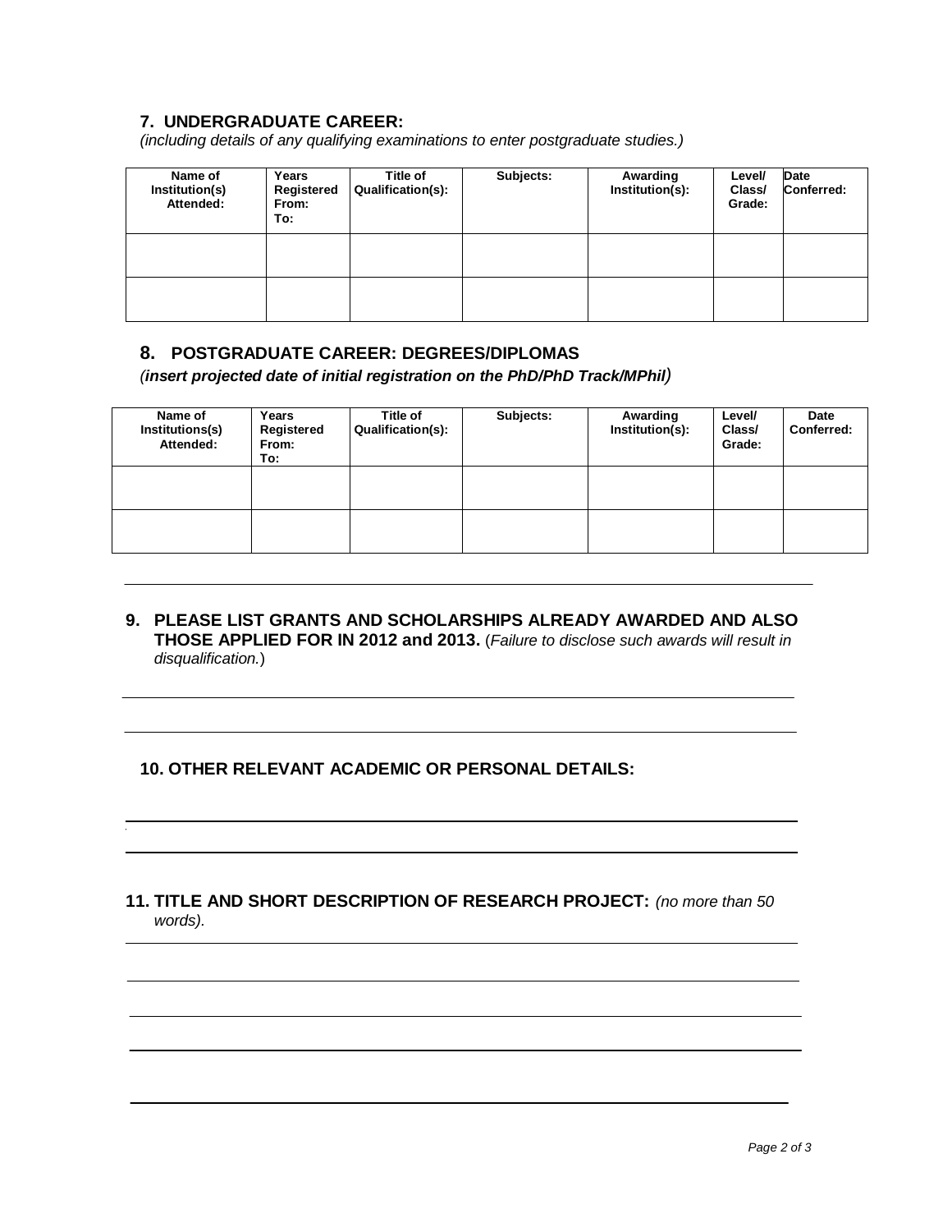## 7. UNDERGRADUATE CAREER:

*(including details of any qualifying examinations to enter postgraduate studies.)*

| Name of Institution(s) Attended: | Years Registered From: To: | Title of Qualification(s): | Subjects: | Awarding Institution(s): | Level/ Class/ Grade: | Date Conferred: |
|---|---|---|---|---|---|---|
| | | | | | | |
| | | | | | | |

## 8. POSTGRADUATE CAREER: DEGREES/DIPLOMAS

*(**insert projected date of initial registration on the PhD/PhD Track/MPhil**)*

| Name of Institutions(s) Attended: | Years Registered From: To: | Title of Qualification(s): | Subjects: | Awarding Institution(s): | Level/ Class/ Grade: | Date Conferred: |
|---|---|---|---|---|---|---|
| | | | | | | |
| | | | | | | |

## 9. PLEASE LIST GRANTS AND SCHOLARSHIPS ALREADY AWARDED AND ALSO THOSE APPLIED FOR IN 2012 and 2013.

(*Failure to disclose such awards will result in disqualification.*)

## 10. OTHER RELEVANT ACADEMIC OR PERSONAL DETAILS:

## 11. TITLE AND SHORT DESCRIPTION OF RESEARCH PROJECT:

*(no more than 50 words).*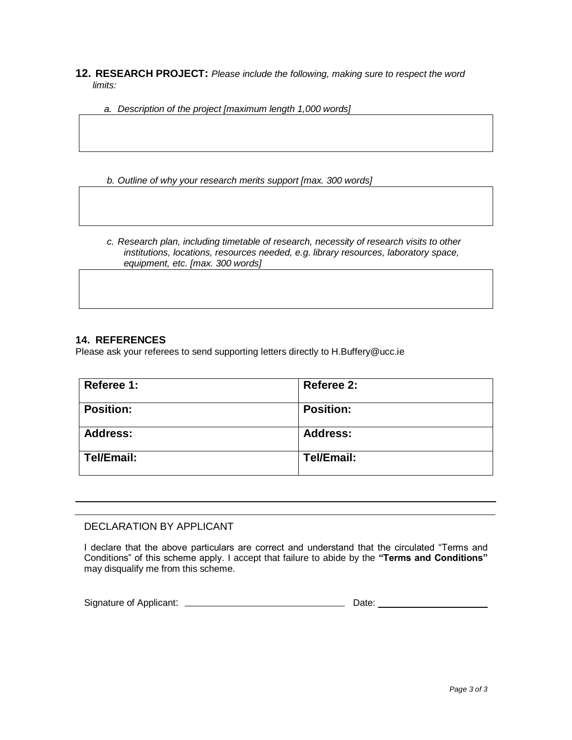## 12. RESEARCH PROJECT: *Please include the following, making sure to respect the word limits:*

*a. Description of the project [maximum length 1,000 words]*

| |
|---|
| |

*b. Outline of why your research merits support [max. 300 words]*

| |
|---|
| |

*c. Research plan, including timetable of research, necessity of research visits to other institutions, locations, resources needed, e.g. library resources, laboratory space, equipment, etc. [max. 300 words]*

| |
|---|
| |

## 14. REFERENCES

Please ask your referees to send supporting letters directly to H.Buffery@ucc.ie

| | |
|---|---|
| **Referee 1:** | **Referee 2:** |
| **Position:** | **Position:** |
| **Address:** | **Address:** |
| **Tel/Email:** | **Tel/Email:** |

---

DECLARATION BY APPLICANT

I declare that the above particulars are correct and understand that the circulated "Terms and Conditions" of this scheme apply. I accept that failure to abide by the **"Terms and Conditions"** may disqualify me from this scheme.

Signature of Applicant: ______________________________ Date: ____________________